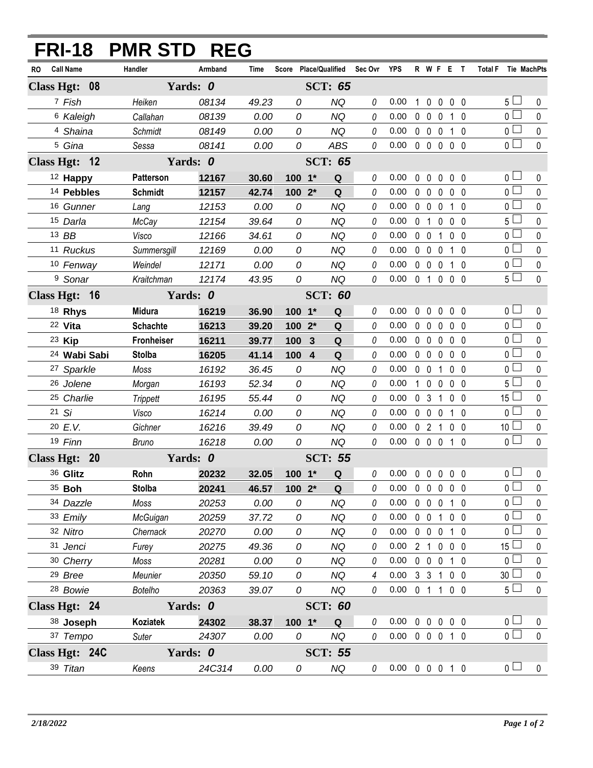# FRI-18 PMR STD REG

| RO | Call Name | Handler | Armband | Time | Score | Place/Qualified | | Sec Ovr | YPS | R | W | F | E | T | Total F | Tie | MachPts |
|---|---|---|---|---|---|---|---|---|---|---|---|---|---|---|---|---|---|
| **Class Hgt: 08** | | **Yards: 0** | | | | **SCT: 65** | | | | | | | | | | | |
| 7 | *Fish* | *Heiken* | *08134* | *49.23* | *0* | | *NQ* | *0* | 0.00 | 1 | 0 | 0 | 0 | 0 | 5 | ☐ | 0 |
| 6 | *Kaleigh* | *Callahan* | *08139* | *0.00* | *0* | | *NQ* | *0* | 0.00 | 0 | 0 | 0 | 1 | 0 | 0 | ☐ | 0 |
| 4 | *Shaina* | *Schmidt* | *08149* | *0.00* | *0* | | *NQ* | *0* | 0.00 | 0 | 0 | 0 | 1 | 0 | 0 | ☐ | 0 |
| 5 | *Gina* | *Sessa* | *08141* | *0.00* | *0* | | *ABS* | *0* | 0.00 | 0 | 0 | 0 | 0 | 0 | 0 | ☐ | 0 |
| **Class Hgt: 12** | | **Yards: 0** | | | | **SCT: 65** | | | | | | | | | | | |
| 12 | **Happy** | **Patterson** | **12167** | **30.60** | **100** | **1*** | **Q** | *0* | 0.00 | 0 | 0 | 0 | 0 | 0 | 0 | ☐ | 0 |
| 14 | **Pebbles** | **Schmidt** | **12157** | **42.74** | **100** | **2*** | **Q** | *0* | 0.00 | 0 | 0 | 0 | 0 | 0 | 0 | ☐ | 0 |
| 16 | *Gunner* | *Lang* | *12153* | *0.00* | *0* | | *NQ* | *0* | 0.00 | 0 | 0 | 0 | 1 | 0 | 0 | ☐ | 0 |
| 15 | *Darla* | *McCay* | *12154* | *39.64* | *0* | | *NQ* | *0* | 0.00 | 0 | 1 | 0 | 0 | 0 | 5 | ☐ | 0 |
| 13 | *BB* | *Visco* | *12166* | *34.61* | *0* | | *NQ* | *0* | 0.00 | 0 | 0 | 1 | 0 | 0 | 0 | ☐ | 0 |
| 11 | *Ruckus* | *Summersgill* | *12169* | *0.00* | *0* | | *NQ* | *0* | 0.00 | 0 | 0 | 0 | 1 | 0 | 0 | ☐ | 0 |
| 10 | *Fenway* | *Weindel* | *12171* | *0.00* | *0* | | *NQ* | *0* | 0.00 | 0 | 0 | 0 | 1 | 0 | 0 | ☐ | 0 |
| 9 | *Sonar* | *Kraitchman* | *12174* | *43.95* | *0* | | *NQ* | *0* | 0.00 | 0 | 1 | 0 | 0 | 0 | 5 | ☐ | 0 |
| **Class Hgt: 16** | | **Yards: 0** | | | | **SCT: 60** | | | | | | | | | | | |
| 18 | **Rhys** | **Midura** | **16219** | **36.90** | **100** | **1*** | **Q** | *0* | 0.00 | 0 | 0 | 0 | 0 | 0 | 0 | ☐ | 0 |
| 22 | **Vita** | **Schachte** | **16213** | **39.20** | **100** | **2*** | **Q** | *0* | 0.00 | 0 | 0 | 0 | 0 | 0 | 0 | ☐ | 0 |
| 23 | **Kip** | **Fronheiser** | **16211** | **39.77** | **100** | **3** | **Q** | *0* | 0.00 | 0 | 0 | 0 | 0 | 0 | 0 | ☐ | 0 |
| 24 | **Wabi Sabi** | **Stolba** | **16205** | **41.14** | **100** | **4** | **Q** | *0* | 0.00 | 0 | 0 | 0 | 0 | 0 | 0 | ☐ | 0 |
| 27 | *Sparkle* | *Moss* | *16192* | *36.45* | *0* | | *NQ* | *0* | 0.00 | 0 | 0 | 1 | 0 | 0 | 0 | ☐ | 0 |
| 26 | *Jolene* | *Morgan* | *16193* | *52.34* | *0* | | *NQ* | *0* | 0.00 | 1 | 0 | 0 | 0 | 0 | 5 | ☐ | 0 |
| 25 | *Charlie* | *Trippett* | *16195* | *55.44* | *0* | | *NQ* | *0* | 0.00 | 0 | 3 | 1 | 0 | 0 | 15 | ☐ | 0 |
| 21 | *Si* | *Visco* | *16214* | *0.00* | *0* | | *NQ* | *0* | 0.00 | 0 | 0 | 0 | 1 | 0 | 0 | ☐ | 0 |
| 20 | *E.V.* | *Gichner* | *16216* | *39.49* | *0* | | *NQ* | *0* | 0.00 | 0 | 2 | 1 | 0 | 0 | 10 | ☐ | 0 |
| 19 | *Finn* | *Bruno* | *16218* | *0.00* | *0* | | *NQ* | *0* | 0.00 | 0 | 0 | 0 | 1 | 0 | 0 | ☐ | 0 |
| **Class Hgt: 20** | | **Yards: 0** | | | | **SCT: 55** | | | | | | | | | | | |
| 36 | **Glitz** | **Rohn** | **20232** | **32.05** | **100** | **1*** | **Q** | *0* | 0.00 | 0 | 0 | 0 | 0 | 0 | 0 | ☐ | 0 |
| 35 | **Boh** | **Stolba** | **20241** | **46.57** | **100** | **2*** | **Q** | *0* | 0.00 | 0 | 0 | 0 | 0 | 0 | 0 | ☐ | 0 |
| 34 | *Dazzle* | *Moss* | *20253* | *0.00* | *0* | | *NQ* | *0* | 0.00 | 0 | 0 | 0 | 1 | 0 | 0 | ☐ | 0 |
| 33 | *Emily* | *McGuigan* | *20259* | *37.72* | *0* | | *NQ* | *0* | 0.00 | 0 | 0 | 1 | 0 | 0 | 0 | ☐ | 0 |
| 32 | *Nitro* | *Chernack* | *20270* | *0.00* | *0* | | *NQ* | *0* | 0.00 | 0 | 0 | 0 | 1 | 0 | 0 | ☐ | 0 |
| 31 | *Jenci* | *Furey* | *20275* | *49.36* | *0* | | *NQ* | *0* | 0.00 | 2 | 1 | 0 | 0 | 0 | 15 | ☐ | 0 |
| 30 | *Cherry* | *Moss* | *20281* | *0.00* | *0* | | *NQ* | *0* | 0.00 | 0 | 0 | 0 | 1 | 0 | 0 | ☐ | 0 |
| 29 | *Bree* | *Meunier* | *20350* | *59.10* | *0* | | *NQ* | *4* | 0.00 | 3 | 3 | 1 | 0 | 0 | 30 | ☐ | 0 |
| 28 | *Bowie* | *Botelho* | *20363* | *39.07* | *0* | | *NQ* | *0* | 0.00 | 0 | 1 | 1 | 0 | 0 | 5 | ☐ | 0 |
| **Class Hgt: 24** | | **Yards: 0** | | | | **SCT: 60** | | | | | | | | | | | |
| 38 | **Joseph** | **Koziatek** | **24302** | **38.37** | **100** | **1*** | **Q** | *0* | 0.00 | 0 | 0 | 0 | 0 | 0 | 0 | ☐ | 0 |
| 37 | *Tempo* | *Suter* | *24307* | *0.00* | *0* | | *NQ* | *0* | 0.00 | 0 | 0 | 0 | 1 | 0 | 0 | ☐ | 0 |
| **Class Hgt: 24C** | | **Yards: 0** | | | | **SCT: 55** | | | | | | | | | | | |
| 39 | *Titan* | *Keens* | *24C314* | *0.00* | *0* | | *NQ* | *0* | 0.00 | 0 | 0 | 0 | 1 | 0 | 0 | ☐ | 0 |

*2/18/2022*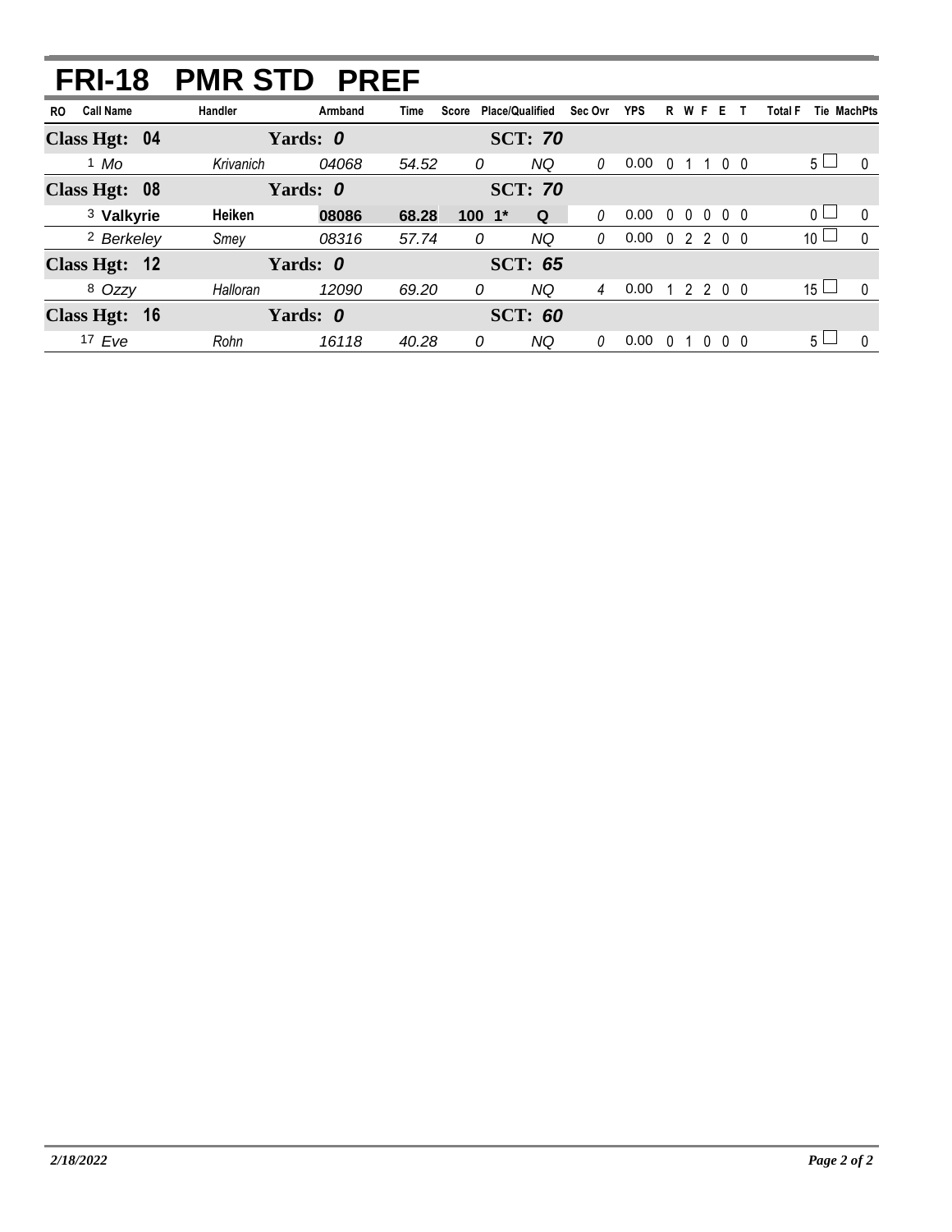# FRI-18 PMR STD PREF

| RO | Call Name | Handler | Armband | Time | Score | Place/Qualified | Sec Ovr | YPS | R | W | F | E | T | Total F | Tie | MachPts |
|---|---|---|---|---|---|---|---|---|---|---|---|---|---|---|---|---|
| **Class Hgt: 04** | | **Yards: 0** | | | | **SCT: 70** | | | | | | | | | | |
| 1 | *Mo* | *Krivanich* | *04068* | *54.52* | *0* | *NQ* | *0* | 0.00 | 0 | 1 | 1 | 0 | 0 | 5 | ☐ | 0 |
| **Class Hgt: 08** | | **Yards: 0** | | | | **SCT: 70** | | | | | | | | | | |
| 3 | **Valkyrie** | **Heiken** | **08086** | **68.28** | **100** | **1* Q** | *0* | 0.00 | 0 | 0 | 0 | 0 | 0 | 0 | ☐ | 0 |
| 2 | *Berkeley* | *Smey* | *08316* | *57.74* | *0* | *NQ* | *0* | 0.00 | 0 | 2 | 2 | 0 | 0 | 10 | ☐ | 0 |
| **Class Hgt: 12** | | **Yards: 0** | | | | **SCT: 65** | | | | | | | | | | |
| 8 | *Ozzy* | *Halloran* | *12090* | *69.20* | *0* | *NQ* | *4* | 0.00 | 1 | 2 | 2 | 0 | 0 | 15 | ☐ | 0 |
| **Class Hgt: 16** | | **Yards: 0** | | | | **SCT: 60** | | | | | | | | | | |
| 17 | *Eve* | *Rohn* | *16118* | *40.28* | *0* | *NQ* | *0* | 0.00 | 0 | 1 | 0 | 0 | 0 | 5 | ☐ | 0 |

*2/18/2022*